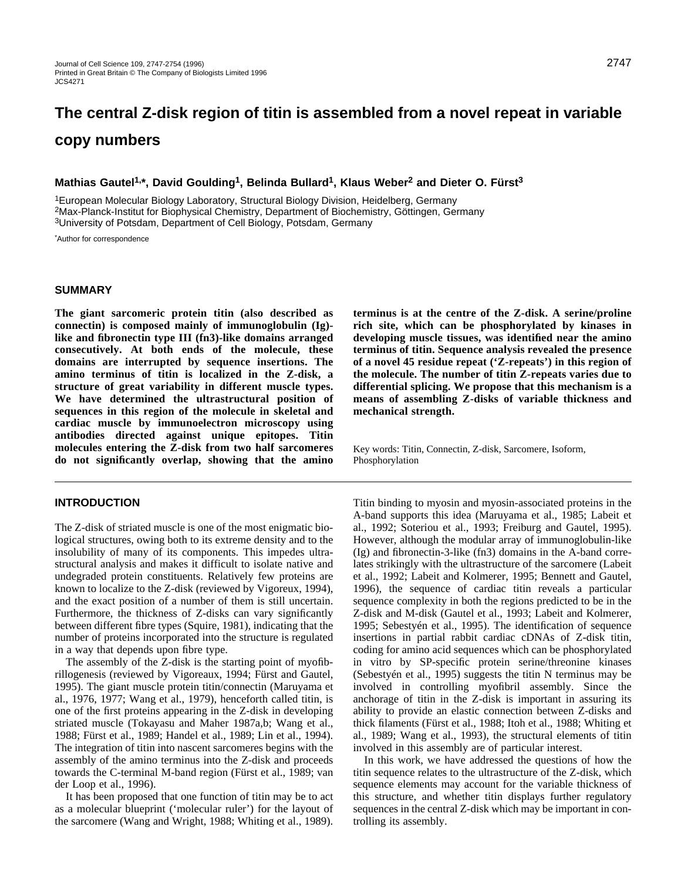# The central Z-disk region of titin is assembled from a novel repeat in variable copy numbers

**Mathias Gautel[1,*], David Goulding[1], Belinda Bullard[1], Klaus Weber[2] and Dieter O. Fürst[3]**

[1]European Molecular Biology Laboratory, Structural Biology Division, Heidelberg, Germany
[2]Max-Planck-Institut for Biophysical Chemistry, Department of Biochemistry, Göttingen, Germany
[3]University of Potsdam, Department of Cell Biology, Potsdam, Germany

[*]Author for correspondence

## SUMMARY

**The giant sarcomeric protein titin (also described as connectin) is composed mainly of immunoglobulin (Ig)-like and fibronectin type III (fn3)-like domains arranged consecutively. At both ends of the molecule, these domains are interrupted by sequence insertions. The amino terminus of titin is localized in the Z-disk, a structure of great variability in different muscle types. We have determined the ultrastructural position of sequences in this region of the molecule in skeletal and cardiac muscle by immunoelectron microscopy using antibodies directed against unique epitopes. Titin molecules entering the Z-disk from two half sarcomeres do not significantly overlap, showing that the amino terminus is at the centre of the Z-disk. A serine/proline rich site, which can be phosphorylated by kinases in developing muscle tissues, was identified near the amino terminus of titin. Sequence analysis revealed the presence of a novel 45 residue repeat ('Z-repeats') in this region of the molecule. The number of titin Z-repeats varies due to differential splicing. We propose that this mechanism is a means of assembling Z-disks of variable thickness and mechanical strength.**

Key words: Titin, Connectin, Z-disk, Sarcomere, Isoform, Phosphorylation

## INTRODUCTION

The Z-disk of striated muscle is one of the most enigmatic biological structures, owing both to its extreme density and to the insolubility of many of its components. This impedes ultrastructural analysis and makes it difficult to isolate native and undegraded protein constituents. Relatively few proteins are known to localize to the Z-disk (reviewed by Vigoreaux, 1994), and the exact position of a number of them is still uncertain. Furthermore, the thickness of Z-disks can vary significantly between different fibre types (Squire, 1981), indicating that the number of proteins incorporated into the structure is regulated in a way that depends upon fibre type.

The assembly of the Z-disk is the starting point of myofibrillogenesis (reviewed by Vigoreaux, 1994; Fürst and Gautel, 1995). The giant muscle protein titin/connectin (Maruyama et al., 1976, 1977; Wang et al., 1979), henceforth called titin, is one of the first proteins appearing in the Z-disk in developing striated muscle (Tokayasu and Maher 1987a,b; Wang et al., 1988; Fürst et al., 1989; Handel et al., 1989; Lin et al., 1994). The integration of titin into nascent sarcomeres begins with the assembly of the amino terminus into the Z-disk and proceeds towards the C-terminal M-band region (Fürst et al., 1989; van der Loop et al., 1996).

It has been proposed that one function of titin may be to act as a molecular blueprint ('molecular ruler') for the layout of the sarcomere (Wang and Wright, 1988; Whiting et al., 1989). Titin binding to myosin and myosin-associated proteins in the A-band supports this idea (Maruyama et al., 1985; Labeit et al., 1992; Soteriou et al., 1993; Freiburg and Gautel, 1995). However, although the modular array of immunoglobulin-like (Ig) and fibronectin-3-like (fn3) domains in the A-band correlates strikingly with the ultrastructure of the sarcomere (Labeit et al., 1992; Labeit and Kolmerer, 1995; Bennett and Gautel, 1996), the sequence of cardiac titin reveals a particular sequence complexity in both the regions predicted to be in the Z-disk and M-disk (Gautel et al., 1993; Labeit and Kolmerer, 1995; Sebestyén et al., 1995). The identification of sequence insertions in partial rabbit cardiac cDNAs of Z-disk titin, coding for amino acid sequences which can be phosphorylated in vitro by SP-specific protein serine/threonine kinases (Sebestyén et al., 1995) suggests the titin N terminus may be involved in controlling myofibril assembly. Since the anchorage of titin in the Z-disk is important in assuring its ability to provide an elastic connection between Z-disks and thick filaments (Fürst et al., 1988; Itoh et al., 1988; Whiting et al., 1989; Wang et al., 1993), the structural elements of titin involved in this assembly are of particular interest.

In this work, we have addressed the questions of how the titin sequence relates to the ultrastructure of the Z-disk, which sequence elements may account for the variable thickness of this structure, and whether titin displays further regulatory sequences in the central Z-disk which may be important in controlling its assembly.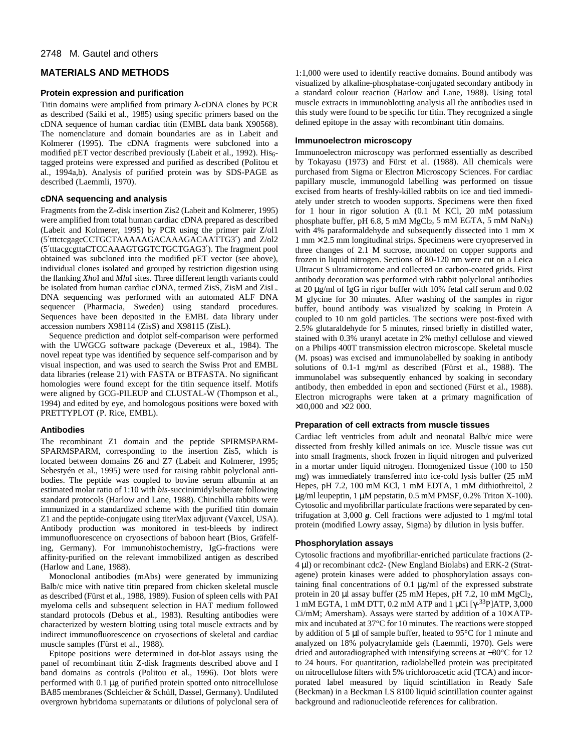## MATERIALS AND METHODS

### Protein expression and purification

Titin domains were amplified from primary λ-cDNA clones by PCR as described (Saiki et al., 1985) using specific primers based on the cDNA sequence of human cardiac titin (EMBL data bank X90568). The nomenclature and domain boundaries are as in Labeit and Kolmerer (1995). The cDNA fragments were subcloned into a modified pET vector described previously (Labeit et al., 1992). $His_6$-tagged proteins were expressed and purified as described (Politou et al., 1994a,b). Analysis of purified protein was by SDS-PAGE as described (Laemmli, 1970).

### cDNA sequencing and analysis

Fragments from the Z-disk insertion Zis2 (Labeit and Kolmerer, 1995) were amplified from total human cardiac cDNA prepared as described (Labeit and Kolmerer, 1995) by PCR using the primer pair Z/ol1 (5′tttctcgagcCCTGCTAAAAAGACAAAGACAATTG3′) and Z/ol2 (5′tttacgcgttaCTCCAAAGTGGTCTGCTGAG3′). The fragment pool obtained was subcloned into the modified pET vector (see above), individual clones isolated and grouped by restriction digestion using the flanking *Xho*I and *Mlu*I sites. Three different length variants could be isolated from human cardiac cDNA, termed ZisS, ZisM and ZisL. DNA sequencing was performed with an automated ALF DNA sequencer (Pharmacia, Sweden) using standard procedures. Sequences have been deposited in the EMBL data library under accession numbers X98114 (ZisS) and X98115 (ZisL).

Sequence prediction and dotplot self-comparison were performed with the UWGCG software package (Devereux et al., 1984). The novel repeat type was identified by sequence self-comparison and by visual inspection, and was used to search the Swiss Prot and EMBL data libraries (release 21) with FASTA or BTFASTA. No significant homologies were found except for the titin sequence itself. Motifs were aligned by GCG-PILEUP and CLUSTAL-W (Thompson et al., 1994) and edited by eye, and homologous positions were boxed with PRETTYPLOT (P. Rice, EMBL).

### Antibodies

The recombinant Z1 domain and the peptide SPIRMSPARM-SPARMSPARM, corresponding to the insertion Zis5, which is located between domains Z6 and Z7 (Labeit and Kolmerer, 1995; Sebestyén et al., 1995) were used for raising rabbit polyclonal antibodies. The peptide was coupled to bovine serum albumin at an estimated molar ratio of 1:10 with *bis*-succinimidylsuberate following standard protocols (Harlow and Lane, 1988). Chinchilla rabbits were immunized in a standardized scheme with the purified titin domain Z1 and the peptide-conjugate using titerMax adjuvant (Vaxcel, USA). Antibody production was monitored in test-bleeds by indirect immunofluorescence on cryosections of baboon heart (Bios, Gräfelfing, Germany). For immunohistochemistry, IgG-fractions were affinity-purified on the relevant immobilized antigen as described (Harlow and Lane, 1988).

Monoclonal antibodies (mAbs) were generated by immunizing Balb/c mice with native titin prepared from chicken skeletal muscle as described (Fürst et al., 1988, 1989). Fusion of spleen cells with PAI myeloma cells and subsequent selection in HAT medium followed standard protocols (Debus et al., 1983). Resulting antibodies were characterized by western blotting using total muscle extracts and by indirect immunofluorescence on cryosections of skeletal and cardiac muscle samples (Fürst et al., 1988).

Epitope positions were determined in dot-blot assays using the panel of recombinant titin Z-disk fragments described above and I band domains as controls (Politou et al., 1996). Dot blots were performed with 0.1 μg of purified protein spotted onto nitrocellulose BA85 membranes (Schleicher & Schüll, Dassel, Germany). Undiluted overgrown hybridoma supernatants or dilutions of polyclonal sera of 1:1,000 were used to identify reactive domains. Bound antibody was visualized by alkaline-phosphatase-conjugated secondary antibody in a standard colour reaction (Harlow and Lane, 1988). Using total muscle extracts in immunoblotting analysis all the antibodies used in this study were found to be specific for titin. They recognized a single defined epitope in the assay with recombinant titin domains.

### Immunoelectron microscopy

Immunoelectron microscopy was performed essentially as described by Tokayasu (1973) and Fürst et al. (1988). All chemicals were purchased from Sigma or Electron Microscopy Sciences. For cardiac papillary muscle, immunogold labelling was performed on tissue excised from hearts of freshly-killed rabbits on ice and tied immediately under stretch to wooden supports. Specimens were then fixed for 1 hour in rigor solution A (0.1 M KCl, 20 mM potassium phosphate buffer, pH 6.8, 5 mM $MgCl_2$, 5 mM EGTA, 5 mM $NaN_3$) with 4% paraformaldehyde and subsequently dissected into 1 mm × 1 mm × 2.5 mm longitudinal strips. Specimens were cryopreserved in three changes of 2.1 M sucrose, mounted on copper supports and frozen in liquid nitrogen. Sections of 80-120 nm were cut on a Leica Ultracut S ultramicrotome and collected on carbon-coated grids. First antibody decoration was performed with rabbit polyclonal antibodies at 20 μg/ml of IgG in rigor buffer with 10% fetal calf serum and 0.02 M glycine for 30 minutes. After washing of the samples in rigor buffer, bound antibody was visualized by soaking in Protein A coupled to 10 nm gold particles. The sections were post-fixed with 2.5% glutaraldehyde for 5 minutes, rinsed briefly in distilled water, stained with 0.3% uranyl acetate in 2% methyl cellulose and viewed on a Philips 400T transmission electron microscope. Skeletal muscle (M. psoas) was excised and immunolabelled by soaking in antibody solutions of 0.1-1 mg/ml as described (Fürst et al., 1988). The immunolabel was subsequently enhanced by soaking in secondary antibody, then embedded in epon and sectioned (Fürst et al., 1988). Electron micrographs were taken at a primary magnification of ×10,000 and ×22 000.

### Preparation of cell extracts from muscle tissues

Cardiac left ventricles from adult and neonatal Balb/c mice were dissected from freshly killed animals on ice. Muscle tissue was cut into small fragments, shock frozen in liquid nitrogen and pulverized in a mortar under liquid nitrogen. Homogenized tissue (100 to 150 mg) was immediately transferred into ice-cold lysis buffer (25 mM Hepes, pH 7.2, 100 mM KCl, 1 mM EDTA, 1 mM dithiothreitol, 2 μg/ml leupeptin, 1 μM pepstatin, 0.5 mM PMSF, 0.2% Triton X-100). Cytosolic and myofibrillar particulate fractions were separated by centrifugation at 3,000 ***g***. Cell fractions were adjusted to 1 mg/ml total protein (modified Lowry assay, Sigma) by dilution in lysis buffer.

### Phosphorylation assays

Cytosolic fractions and myofibrillar-enriched particulate fractions (2-4 μl) or recombinant cdc2- (New England Biolabs) and ERK-2 (Stratagene) protein kinases were added to phosphorylation assays containing final concentrations of 0.1 μg/ml of the expressed substrate protein in 20 μl assay buffer (25 mM Hepes, pH 7.2, 10 mM $MgCl_2$, 1 mM EGTA, 1 mM DTT, 0.2 mM ATP and 1 μCi [$\gamma$-$^{33}$P]ATP, 3,000 Ci/mM; Amersham). Assays were started by addition of a 10× ATP-mix and incubated at 37°C for 10 minutes. The reactions were stopped by addition of 5 μl of sample buffer, heated to 95°C for 1 minute and analyzed on 18% polyacrylamide gels (Laemmli, 1970). Gels were dried and autoradiographed with intensifying screens at −80°C for 12 to 24 hours. For quantitation, radiolabelled protein was precipitated on nitrocellulose filters with 5% trichloroacetic acid (TCA) and incorporated label measured by liquid scintillation in Ready Safe (Beckman) in a Beckman LS 8100 liquid scintillation counter against background and radionucleotide references for calibration.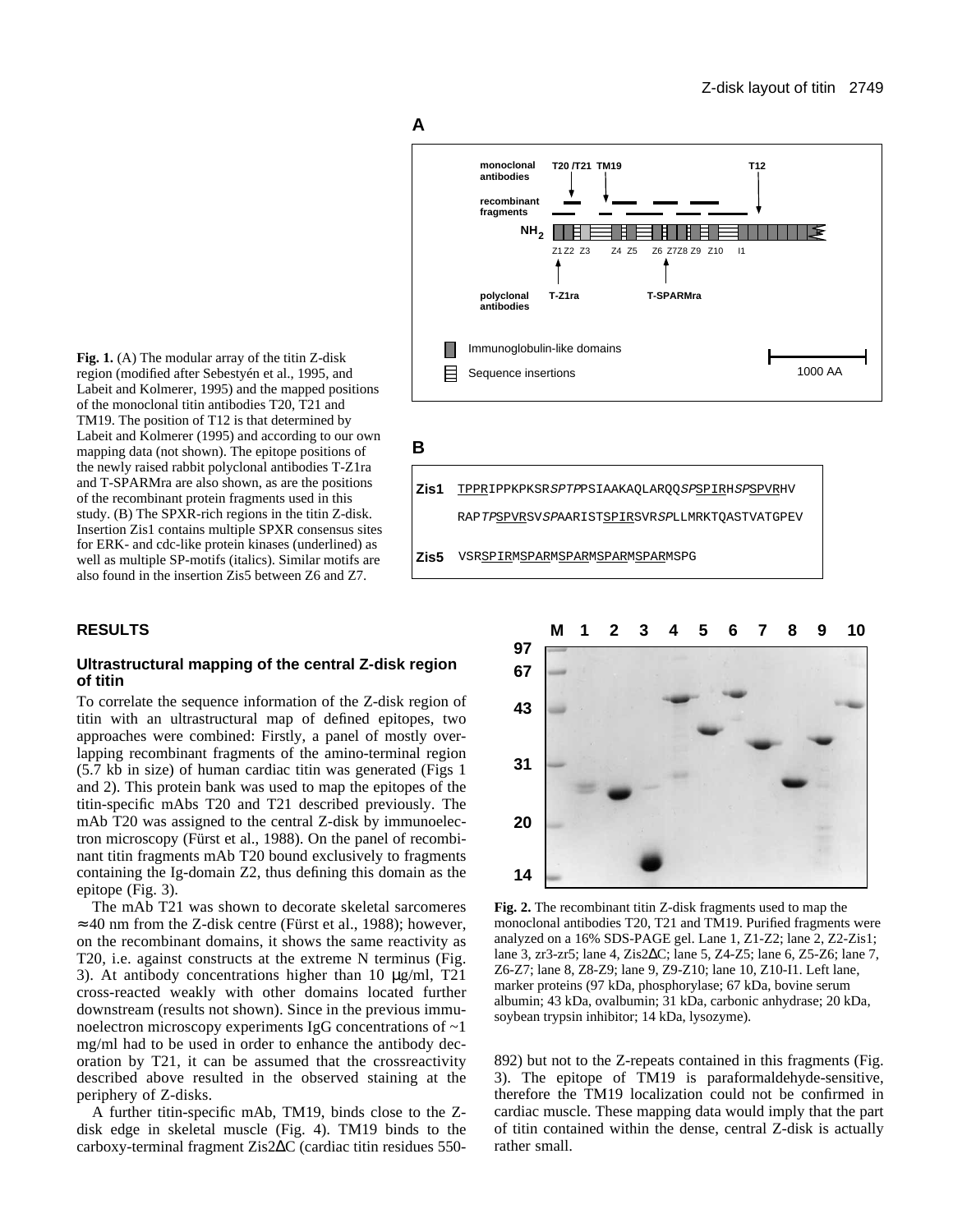**Fig. 1.** (A) The modular array of the titin Z-disk region (modified after Sebestyén et al., 1995, and Labeit and Kolmerer, 1995) and the mapped positions of the monoclonal titin antibodies T20, T21 and TM19. The position of T12 is that determined by Labeit and Kolmerer (1995) and according to our own mapping data (not shown). The epitope positions of the newly raised rabbit polyclonal antibodies T-Z1ra and T-SPARMra are also shown, as are the positions of the recombinant protein fragments used in this study. (B) The SPXR-rich regions in the titin Z-disk. Insertion Zis1 contains multiple SPXR consensus sites for ERK- and cdc-like protein kinases (underlined) as well as multiple SP-motifs (italics). Similar motifs are also found in the insertion Zis5 between Z6 and Z7.

## RESULTS

### Ultrastructural mapping of the central Z-disk region of titin

To correlate the sequence information of the Z-disk region of titin with an ultrastructural map of defined epitopes, two approaches were combined: Firstly, a panel of mostly overlapping recombinant fragments of the amino-terminal region (5.7 kb in size) of human cardiac titin was generated (Figs 1 and 2). This protein bank was used to map the epitopes of the titin-specific mAbs T20 and T21 described previously. The mAb T20 was assigned to the central Z-disk by immunoelectron microscopy (Fürst et al., 1988). On the panel of recombinant titin fragments mAb T20 bound exclusively to fragments containing the Ig-domain Z2, thus defining this domain as the epitope (Fig. 3).

The mAb T21 was shown to decorate skeletal sarcomeres ≈40 nm from the Z-disk centre (Fürst et al., 1988); however, on the recombinant domains, it shows the same reactivity as T20, i.e. against constructs at the extreme N terminus (Fig. 3). At antibody concentrations higher than 10 μg/ml, T21 cross-reacted weakly with other domains located further downstream (results not shown). Since in the previous immunoelectron microscopy experiments IgG concentrations of ~1 mg/ml had to be used in order to enhance the antibody decoration by T21, it can be assumed that the crossreactivity described above resulted in the observed staining at the periphery of Z-disks.

A further titin-specific mAb, TM19, binds close to the Z-disk edge in skeletal muscle (Fig. 4). TM19 binds to the carboxy-terminal fragment Zis2ΔC (cardiac titin residues 550-892) but not to the Z-repeats contained in this fragments (Fig. 3). The epitope of TM19 is paraformaldehyde-sensitive, therefore the TM19 localization could not be confirmed in cardiac muscle. These mapping data would imply that the part of titin contained within the dense, central Z-disk is actually rather small.

**Fig. 2.** The recombinant titin Z-disk fragments used to map the monoclonal antibodies T20, T21 and TM19. Purified fragments were analyzed on a 16% SDS-PAGE gel. Lane 1, Z1-Z2; lane 2, Z2-Zis1; lane 3, zr3-zr5; lane 4, Zis2ΔC; lane 5, Z4-Z5; lane 6, Z5-Z6; lane 7, Z6-Z7; lane 8, Z8-Z9; lane 9, Z9-Z10; lane 10, Z10-I1. Left lane, marker proteins (97 kDa, phosphorylase; 67 kDa, bovine serum albumin; 43 kDa, ovalbumin; 31 kDa, carbonic anhydrase; 20 kDa, soybean trypsin inhibitor; 14 kDa, lysozyme).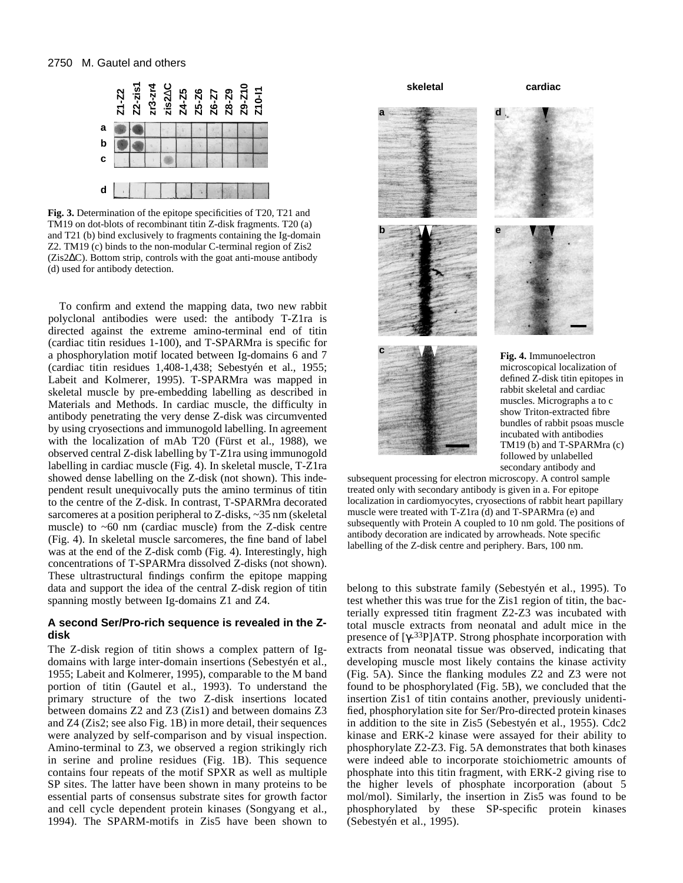**Fig. 3.** Determination of the epitope specificities of T20, T21 and TM19 on dot-blots of recombinant titin Z-disk fragments. T20 (a) and T21 (b) bind exclusively to fragments containing the Ig-domain Z2. TM19 (c) binds to the non-modular C-terminal region of Zis2 (Zis2ΔC). Bottom strip, controls with the goat anti-mouse antibody (d) used for antibody detection.

To confirm and extend the mapping data, two new rabbit polyclonal antibodies were used: the antibody T-Z1ra is directed against the extreme amino-terminal end of titin (cardiac titin residues 1-100), and T-SPARMra is specific for a phosphorylation motif located between Ig-domains 6 and 7 (cardiac titin residues 1,408-1,438; Sebestyén et al., 1955; Labeit and Kolmerer, 1995). T-SPARMra was mapped in skeletal muscle by pre-embedding labelling as described in Materials and Methods. In cardiac muscle, the difficulty in antibody penetrating the very dense Z-disk was circumvented by using cryosections and immunogold labelling. In agreement with the localization of mAb T20 (Fürst et al., 1988), we observed central Z-disk labelling by T-Z1ra using immunogold labelling in cardiac muscle (Fig. 4). In skeletal muscle, T-Z1ra showed dense labelling on the Z-disk (not shown). This independent result unequivocally puts the amino terminus of titin to the centre of the Z-disk. In contrast, T-SPARMra decorated sarcomeres at a position peripheral to Z-disks, ~35 nm (skeletal muscle) to ~60 nm (cardiac muscle) from the Z-disk centre (Fig. 4). In skeletal muscle sarcomeres, the fine band of label was at the end of the Z-disk comb (Fig. 4). Interestingly, high concentrations of T-SPARMra dissolved Z-disks (not shown). These ultrastructural findings confirm the epitope mapping data and support the idea of the central Z-disk region of titin spanning mostly between Ig-domains Z1 and Z4.

**Fig. 4.** Immunoelectron microscopical localization of defined Z-disk titin epitopes in rabbit skeletal and cardiac muscles. Micrographs a to c show Triton-extracted fibre bundles of rabbit psoas muscle incubated with antibodies TM19 (b) and T-SPARMra (c) followed by unlabelled secondary antibody and subsequent processing for electron microscopy. A control sample treated only with secondary antibody is given in a. For epitope localization in cardiomyocytes, cryosections of rabbit heart papillary muscle were treated with T-Z1ra (d) and T-SPARMra (e) and subsequently with Protein A coupled to 10 nm gold. The positions of antibody decoration are indicated by arrowheads. Note specific labelling of the Z-disk centre and periphery. Bars, 100 nm.

### A second Ser/Pro-rich sequence is revealed in the Z-disk

The Z-disk region of titin shows a complex pattern of Ig-domains with large inter-domain insertions (Sebestyén et al., 1955; Labeit and Kolmerer, 1995), comparable to the M band portion of titin (Gautel et al., 1993). To understand the primary structure of the two Z-disk insertions located between domains Z2 and Z3 (Zis1) and between domains Z3 and Z4 (Zis2; see also Fig. 1B) in more detail, their sequences were analyzed by self-comparison and by visual inspection. Amino-terminal to Z3, we observed a region strikingly rich in serine and proline residues (Fig. 1B). This sequence contains four repeats of the motif SPXR as well as multiple SP sites. The latter have been shown in many proteins to be essential parts of consensus substrate sites for growth factor and cell cycle dependent protein kinases (Songyang et al., 1994). The SPARM-motifs in Zis5 have been shown to belong to this substrate family (Sebestyén et al., 1995). To test whether this was true for the Zis1 region of titin, the bacterially expressed titin fragment Z2-Z3 was incubated with total muscle extracts from neonatal and adult mice in the presence of [$\gamma$-$^{33}$P]ATP. Strong phosphate incorporation with extracts from neonatal tissue was observed, indicating that developing muscle most likely contains the kinase activity (Fig. 5A). Since the flanking modules Z2 and Z3 were not found to be phosphorylated (Fig. 5B), we concluded that the insertion Zis1 of titin contains another, previously unidentified, phosphorylation site for Ser/Pro-directed protein kinases in addition to the site in Zis5 (Sebestyén et al., 1955). Cdc2 kinase and ERK-2 kinase were assayed for their ability to phosphorylate Z2-Z3. Fig. 5A demonstrates that both kinases were indeed able to incorporate stoichiometric amounts of phosphate into this titin fragment, with ERK-2 giving rise to the higher levels of phosphate incorporation (about 5 mol/mol). Similarly, the insertion in Zis5 was found to be phosphorylated by these SP-specific protein kinases (Sebestyén et al., 1995).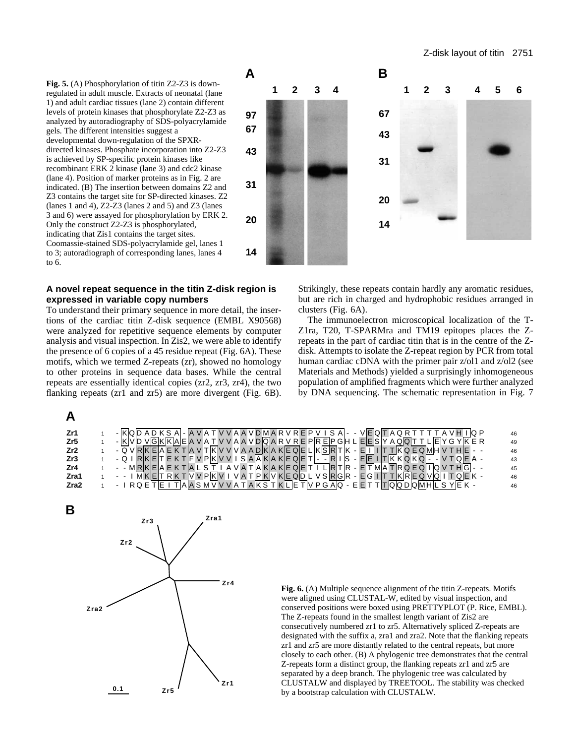**Fig. 5.** (A) Phosphorylation of titin Z2-Z3 is down-regulated in adult muscle. Extracts of neonatal (lane 1) and adult cardiac tissues (lane 2) contain different levels of protein kinases that phosphorylate Z2-Z3 as analyzed by autoradiography of SDS-polyacrylamide gels. The different intensities suggest a developmental down-regulation of the SPXR-directed kinases. Phosphate incorporation into Z2-Z3 is achieved by SP-specific protein kinases like recombinant ERK 2 kinase (lane 3) and cdc2 kinase (lane 4). Position of marker proteins as in Fig. 2 are indicated. (B) The insertion between domains Z2 and Z3 contains the target site for SP-directed kinases. Z2 (lanes 1 and 4), Z2-Z3 (lanes 2 and 5) and Z3 (lanes 3 and 6) were assayed for phosphorylation by ERK 2. Only the construct Z2-Z3 is phosphorylated, indicating that Zis1 contains the target sites. Coomassie-stained SDS-polyacrylamide gel, lanes 1 to 3; autoradiograph of corresponding lanes, lanes 4 to 6.

### A novel repeat sequence in the titin Z-disk region is expressed in variable copy numbers

To understand their primary sequence in more detail, the insertions of the cardiac titin Z-disk sequence (EMBL X90568) were analyzed for repetitive sequence elements by computer analysis and visual inspection. In Zis2, we were able to identify the presence of 6 copies of a 45 residue repeat (Fig. 6A). These motifs, which we termed Z-repeats (zr), showed no homology to other proteins in sequence data bases. While the central repeats are essentially identical copies (zr2, zr3, zr4), the two flanking repeats (zr1 and zr5) are more divergent (Fig. 6B). Strikingly, these repeats contain hardly any aromatic residues, but are rich in charged and hydrophobic residues arranged in clusters (Fig. 6A).

The immunoelectron microscopical localization of the T-Z1ra, T20, T-SPARMra and TM19 epitopes places the Z-repeats in the part of cardiac titin that is in the centre of the Z-disk. Attempts to isolate the Z-repeat region by PCR from total human cardiac cDNA with the primer pair z/ol1 and z/ol2 (see Materials and Methods) yielded a surprisingly inhomogeneous population of amplified fragments which were further analyzed by DNA sequencing. The schematic representation in Fig. 7

```
Zr1   1  -KQDADKSA-AVATVVAAVDMARVREPVISA--VEQTAQRTTTTAVHIQP  46
Zr5   1  -KVDVGKKAEAVATVVAAVDQARVREPREPGHLEESYAQQTTLEYGYKER  49
Zr2   1  -QVRKEAEKTAVTKVVVAADKAKEQELKSRTK-EIITTKQEQMHVTHE--  46
Zr3   1  -QIRKETEKTFVPKVVISAAKAKEQET--RIS-EEITKKQKQ--VTQEA-  43
Zr4   1  --MRKEAEKTALSTIAVATAKAKEQETILRTR-ETMATRQEQIQVTHG--  45
Zra1  1  --IMKETRKTVVPKVIVATPKVKEQDLVSRGR-EGITTKREQVQITQEK-  46
Zra2  1  -IRQETEITAASMVVVATAKSTKLETVPGAQ-EETTTQQDQMHLSYEK-  46
```

**Fig. 6.** (A) Multiple sequence alignment of the titin Z-repeats. Motifs were aligned using CLUSTAL-W, edited by visual inspection, and conserved positions were boxed using PRETTYPLOT (P. Rice, EMBL). The Z-repeats found in the smallest length variant of Zis2 are consecutively numbered zr1 to zr5. Alternatively spliced Z-repeats are designated with the suffix a, zra1 and zra2. Note that the flanking repeats zr1 and zr5 are more distantly related to the central repeats, but more closely to each other. (B) A phylogenic tree demonstrates that the central Z-repeats form a distinct group, the flanking repeats zr1 and zr5 are separated by a deep branch. The phylogenic tree was calculated by CLUSTALW and displayed by TREETOOL. The stability was checked by a bootstrap calculation with CLUSTALW.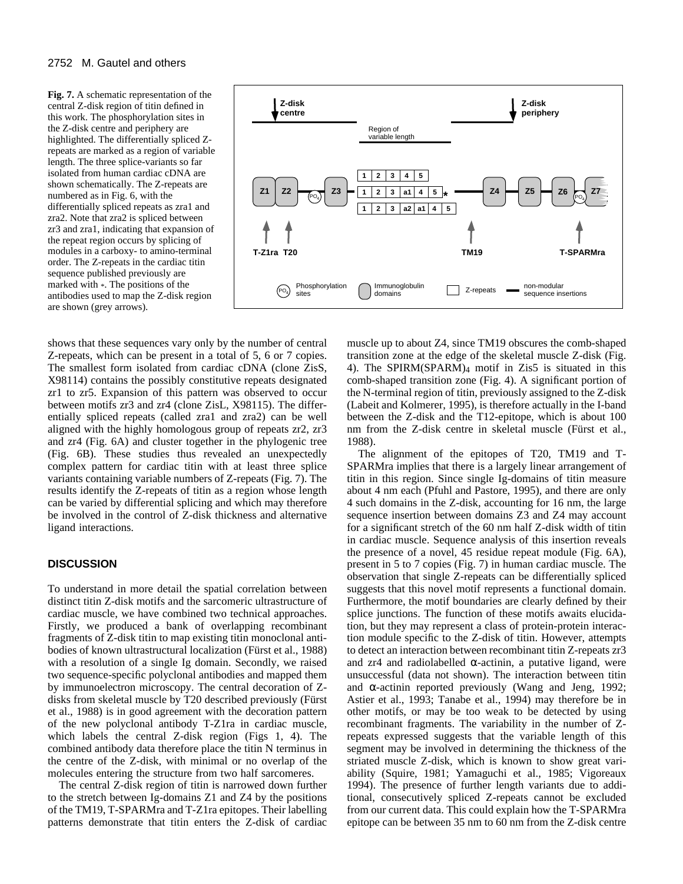**Fig. 7.** A schematic representation of the central Z-disk region of titin defined in this work. The phosphorylation sites in the Z-disk centre and periphery are highlighted. The differentially spliced Z-repeats are marked as a region of variable length. The three splice-variants so far isolated from human cardiac cDNA are shown schematically. The Z-repeats are numbered as in Fig. 6, with the differentially spliced repeats as zra1 and zra2. Note that zra2 is spliced between zr3 and zra1, indicating that expansion of the repeat region occurs by splicing of modules in a carboxy- to amino-terminal order. The Z-repeats in the cardiac titin sequence published previously are marked with *. The positions of the antibodies used to map the Z-disk region are shown (grey arrows).

shows that these sequences vary only by the number of central Z-repeats, which can be present in a total of 5, 6 or 7 copies. The smallest form isolated from cardiac cDNA (clone ZisS, X98114) contains the possibly constitutive repeats designated zr1 to zr5. Expansion of this pattern was observed to occur between motifs zr3 and zr4 (clone ZisL, X98115). The differentially spliced repeats (called zra1 and zra2) can be well aligned with the highly homologous group of repeats zr2, zr3 and zr4 (Fig. 6A) and cluster together in the phylogenic tree (Fig. 6B). These studies thus revealed an unexpectedly complex pattern for cardiac titin with at least three splice variants containing variable numbers of Z-repeats (Fig. 7). The results identify the Z-repeats of titin as a region whose length can be varied by differential splicing and which may therefore be involved in the control of Z-disk thickness and alternative ligand interactions.

## DISCUSSION

To understand in more detail the spatial correlation between distinct titin Z-disk motifs and the sarcomeric ultrastructure of cardiac muscle, we have combined two technical approaches. Firstly, we produced a bank of overlapping recombinant fragments of Z-disk titin to map existing titin monoclonal antibodies of known ultrastructural localization (Fürst et al., 1988) with a resolution of a single Ig domain. Secondly, we raised two sequence-specific polyclonal antibodies and mapped them by immunoelectron microscopy. The central decoration of Z-disks from skeletal muscle by T20 described previously (Fürst et al., 1988) is in good agreement with the decoration pattern of the new polyclonal antibody T-Z1ra in cardiac muscle, which labels the central Z-disk region (Figs 1, 4). The combined antibody data therefore place the titin N terminus in the centre of the Z-disk, with minimal or no overlap of the molecules entering the structure from two half sarcomeres.

The central Z-disk region of titin is narrowed down further to the stretch between Ig-domains Z1 and Z4 by the positions of the TM19, T-SPARMra and T-Z1ra epitopes. Their labelling patterns demonstrate that titin enters the Z-disk of cardiac muscle up to about Z4, since TM19 obscures the comb-shaped transition zone at the edge of the skeletal muscle Z-disk (Fig. 4). The SPIRM(SPARM)$_4$ motif in Zis5 is situated in this comb-shaped transition zone (Fig. 4). A significant portion of the N-terminal region of titin, previously assigned to the Z-disk (Labeit and Kolmerer, 1995), is therefore actually in the I-band between the Z-disk and the T12-epitope, which is about 100 nm from the Z-disk centre in skeletal muscle (Fürst et al., 1988).

The alignment of the epitopes of T20, TM19 and T-SPARMra implies that there is a largely linear arrangement of titin in this region. Since single Ig-domains of titin measure about 4 nm each (Pfuhl and Pastore, 1995), and there are only 4 such domains in the Z-disk, accounting for 16 nm, the large sequence insertion between domains Z3 and Z4 may account for a significant stretch of the 60 nm half Z-disk width of titin in cardiac muscle. Sequence analysis of this insertion reveals the presence of a novel, 45 residue repeat module (Fig. 6A), present in 5 to 7 copies (Fig. 7) in human cardiac muscle. The observation that single Z-repeats can be differentially spliced suggests that this novel motif represents a functional domain. Furthermore, the motif boundaries are clearly defined by their splice junctions. The function of these motifs awaits elucidation, but they may represent a class of protein-protein interaction module specific to the Z-disk of titin. However, attempts to detect an interaction between recombinant titin Z-repeats zr3 and zr4 and radiolabelled α-actinin, a putative ligand, were unsuccessful (data not shown). The interaction between titin and α-actinin reported previously (Wang and Jeng, 1992; Astier et al., 1993; Tanabe et al., 1994) may therefore be in other motifs, or may be too weak to be detected by using recombinant fragments. The variability in the number of Z-repeats expressed suggests that the variable length of this segment may be involved in determining the thickness of the striated muscle Z-disk, which is known to show great variability (Squire, 1981; Yamaguchi et al., 1985; Vigoreaux 1994). The presence of further length variants due to additional, consecutively spliced Z-repeats cannot be excluded from our current data. This could explain how the T-SPARMra epitope can be between 35 nm to 60 nm from the Z-disk centre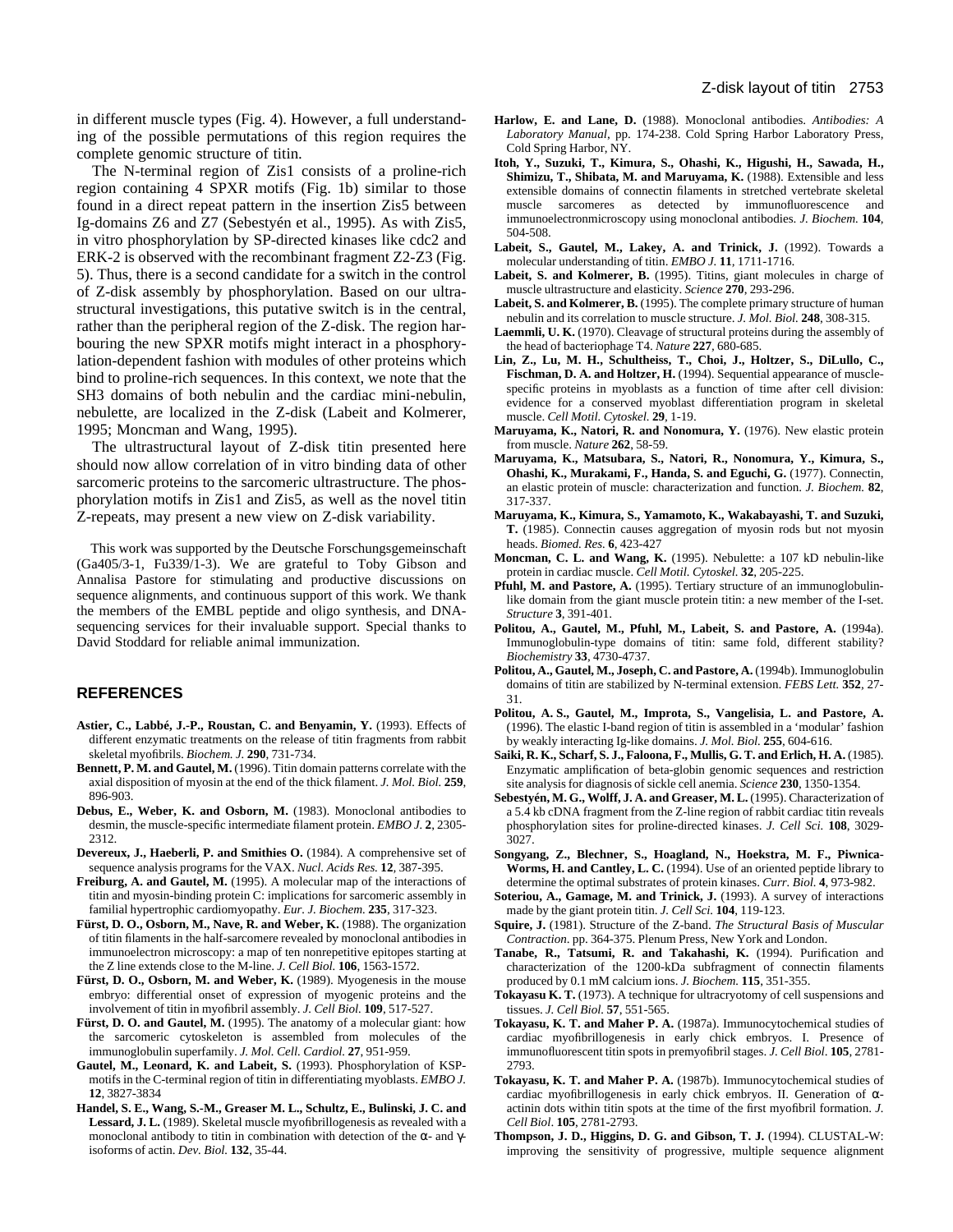in different muscle types (Fig. 4). However, a full understanding of the possible permutations of this region requires the complete genomic structure of titin.

The N-terminal region of Zis1 consists of a proline-rich region containing 4 SPXR motifs (Fig. 1b) similar to those found in a direct repeat pattern in the insertion Zis5 between Ig-domains Z6 and Z7 (Sebestyén et al., 1995). As with Zis5, in vitro phosphorylation by SP-directed kinases like cdc2 and ERK-2 is observed with the recombinant fragment Z2-Z3 (Fig. 5). Thus, there is a second candidate for a switch in the control of Z-disk assembly by phosphorylation. Based on our ultrastructural investigations, this putative switch is in the central, rather than the peripheral region of the Z-disk. The region harbouring the new SPXR motifs might interact in a phosphorylation-dependent fashion with modules of other proteins which bind to proline-rich sequences. In this context, we note that the SH3 domains of both nebulin and the cardiac mini-nebulin, nebulette, are localized in the Z-disk (Labeit and Kolmerer, 1995; Moncman and Wang, 1995).

The ultrastructural layout of Z-disk titin presented here should now allow correlation of in vitro binding data of other sarcomeric proteins to the sarcomeric ultrastructure. The phosphorylation motifs in Zis1 and Zis5, as well as the novel titin Z-repeats, may present a new view on Z-disk variability.

This work was supported by the Deutsche Forschungsgemeinschaft (Ga405/3-1, Fu339/1-3). We are grateful to Toby Gibson and Annalisa Pastore for stimulating and productive discussions on sequence alignments, and continuous support of this work. We thank the members of the EMBL peptide and oligo synthesis, and DNA-sequencing services for their invaluable support. Special thanks to David Stoddard for reliable animal immunization.

## REFERENCES

**Astier, C., Labbé, J.-P., Roustan, C. and Benyamin, Y.** (1993). Effects of different enzymatic treatments on the release of titin fragments from rabbit skeletal myofibrils. *Biochem. J.* **290**, 731-734.

**Bennett, P. M. and Gautel, M.** (1996). Titin domain patterns correlate with the axial disposition of myosin at the end of the thick filament. *J. Mol. Biol.* **259**, 896-903.

**Debus, E., Weber, K. and Osborn, M.** (1983). Monoclonal antibodies to desmin, the muscle-specific intermediate filament protein. *EMBO J.* **2**, 2305-2312.

**Devereux, J., Haeberli, P. and Smithies O.** (1984). A comprehensive set of sequence analysis programs for the VAX. *Nucl. Acids Res.* **12**, 387-395.

**Freiburg, A. and Gautel, M.** (1995). A molecular map of the interactions of titin and myosin-binding protein C: implications for sarcomeric assembly in familial hypertrophic cardiomyopathy. *Eur. J. Biochem.* **235**, 317-323.

**Fürst, D. O., Osborn, M., Nave, R. and Weber, K.** (1988). The organization of titin filaments in the half-sarcomere revealed by monoclonal antibodies in immunoelectron microscopy: a map of ten nonrepetitive epitopes starting at the Z line extends close to the M-line. *J. Cell Biol.* **106**, 1563-1572.

**Fürst, D. O., Osborn, M. and Weber, K.** (1989). Myogenesis in the mouse embryo: differential onset of expression of myogenic proteins and the involvement of titin in myofibril assembly. *J. Cell Biol.* **109**, 517-527.

**Fürst, D. O. and Gautel, M.** (1995). The anatomy of a molecular giant: how the sarcomeric cytoskeleton is assembled from molecules of the immunoglobulin superfamily. *J. Mol. Cell. Cardiol.* **27**, 951-959.

**Gautel, M., Leonard, K. and Labeit, S.** (1993). Phosphorylation of KSP-motifs in the C-terminal region of titin in differentiating myoblasts. *EMBO J.* **12**, 3827-3834

**Handel, S. E., Wang, S.-M., Greaser M. L., Schultz, E., Bulinski, J. C. and Lessard, J. L.** (1989). Skeletal muscle myofibrillogenesis as revealed with a monoclonal antibody to titin in combination with detection of the α- and γ-isoforms of actin. *Dev. Biol.* **132**, 35-44.

**Harlow, E. and Lane, D.** (1988). Monoclonal antibodies. *Antibodies: A Laboratory Manual*, pp. 174-238. Cold Spring Harbor Laboratory Press, Cold Spring Harbor, NY.

**Itoh, Y., Suzuki, T., Kimura, S., Ohashi, K., Higushi, H., Sawada, H., Shimizu, T., Shibata, M. and Maruyama, K.** (1988). Extensible and less extensible domains of connectin filaments in stretched vertebrate skeletal muscle sarcomeres as detected by immunofluorescence and immunoelectronmicroscopy using monoclonal antibodies. *J. Biochem.* **104**, 504-508.

**Labeit, S., Gautel, M., Lakey, A. and Trinick, J.** (1992). Towards a molecular understanding of titin. *EMBO J.* **11**, 1711-1716.

**Labeit, S. and Kolmerer, B.** (1995). Titins, giant molecules in charge of muscle ultrastructure and elasticity. *Science* **270**, 293-296.

**Labeit, S. and Kolmerer, B.** (1995). The complete primary structure of human nebulin and its correlation to muscle structure. *J. Mol. Biol.* **248**, 308-315.

**Laemmli, U. K.** (1970). Cleavage of structural proteins during the assembly of the head of bacteriophage T4. *Nature* **227**, 680-685.

**Lin, Z., Lu, M. H., Schultheiss, T., Choi, J., Holtzer, S., DiLullo, C., Fischman, D. A. and Holtzer, H.** (1994). Sequential appearance of muscle-specific proteins in myoblasts as a function of time after cell division: evidence for a conserved myoblast differentiation program in skeletal muscle. *Cell Motil. Cytoskel.* **29**, 1-19.

**Maruyama, K., Natori, R. and Nonomura, Y.** (1976). New elastic protein from muscle. *Nature* **262**, 58-59.

**Maruyama, K., Matsubara, S., Natori, R., Nonomura, Y., Kimura, S., Ohashi, K., Murakami, F., Handa, S. and Eguchi, G.** (1977). Connectin, an elastic protein of muscle: characterization and function. *J. Biochem.* **82**, 317-337.

**Maruyama, K., Kimura, S., Yamamoto, K., Wakabayashi, T. and Suzuki, T.** (1985). Connectin causes aggregation of myosin rods but not myosin heads. *Biomed. Res.* **6**, 423-427

**Moncman, C. L. and Wang, K.** (1995). Nebulette: a 107 kD nebulin-like protein in cardiac muscle. *Cell Motil. Cytoskel.* **32**, 205-225.

**Pfuhl, M. and Pastore, A.** (1995). Tertiary structure of an immunoglobulin-like domain from the giant muscle protein titin: a new member of the I-set. *Structure* **3**, 391-401.

**Politou, A., Gautel, M., Pfuhl, M., Labeit, S. and Pastore, A.** (1994a). Immunoglobulin-type domains of titin: same fold, different stability? *Biochemistry* **33**, 4730-4737.

**Politou, A., Gautel, M., Joseph, C. and Pastore, A.** (1994b). Immunoglobulin domains of titin are stabilized by N-terminal extension. *FEBS Lett.* **352**, 27-31.

**Politou, A. S., Gautel, M., Improta, S., Vangelisia, L. and Pastore, A.** (1996). The elastic I-band region of titin is assembled in a 'modular' fashion by weakly interacting Ig-like domains. *J. Mol. Biol.* **255**, 604-616.

**Saiki, R. K., Scharf, S. J., Faloona, F., Mullis, G. T. and Erlich, H. A.** (1985). Enzymatic amplification of beta-globin genomic sequences and restriction site analysis for diagnosis of sickle cell anemia. *Science* **230**, 1350-1354.

**Sebestyén, M. G., Wolff, J. A. and Greaser, M. L.** (1995). Characterization of a 5.4 kb cDNA fragment from the Z-line region of rabbit cardiac titin reveals phosphorylation sites for proline-directed kinases. *J. Cell Sci.* **108**, 3029-3027.

**Songyang, Z., Blechner, S., Hoagland, N., Hoekstra, M. F., Piwnica-Worms, H. and Cantley, L. C.** (1994). Use of an oriented peptide library to determine the optimal substrates of protein kinases. *Curr. Biol.* **4**, 973-982.

**Soteriou, A., Gamage, M. and Trinick, J.** (1993). A survey of interactions made by the giant protein titin. *J. Cell Sci.* **104**, 119-123.

**Squire, J.** (1981). Structure of the Z-band. *The Structural Basis of Muscular Contraction*. pp. 364-375. Plenum Press, New York and London.

**Tanabe, R., Tatsumi, R. and Takahashi, K.** (1994). Purification and characterization of the 1200-kDa subfragment of connectin filaments produced by 0.1 mM calcium ions. *J. Biochem.* **115**, 351-355.

**Tokayasu K. T.** (1973). A technique for ultracryotomy of cell suspensions and tissues. *J. Cell Biol.* **57**, 551-565.

**Tokayasu, K. T. and Maher P. A.** (1987a). Immunocytochemical studies of cardiac myofibrillogenesis in early chick embryos. I. Presence of immunofluorescent titin spots in premyofibril stages. *J. Cell Biol*. **105**, 2781-2793.

**Tokayasu, K. T. and Maher P. A.** (1987b). Immunocytochemical studies of cardiac myofibrillogenesis in early chick embryos. II. Generation of α-actinin dots within titin spots at the time of the first myofibril formation. *J. Cell Biol*. **105**, 2781-2793.

**Thompson, J. D., Higgins, D. G. and Gibson, T. J.** (1994). CLUSTAL-W: improving the sensitivity of progressive, multiple sequence alignment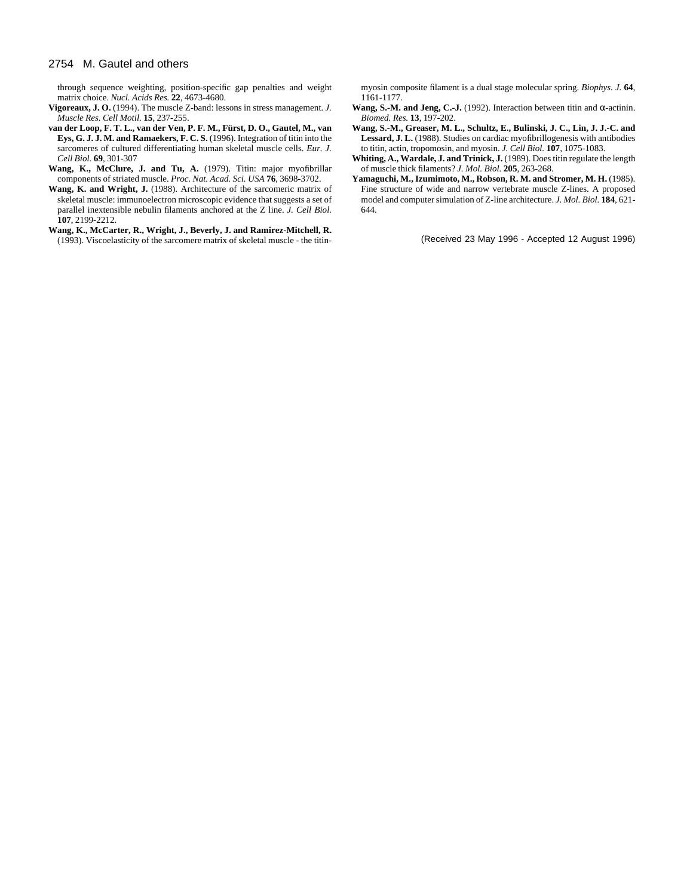through sequence weighting, position-specific gap penalties and weight matrix choice. *Nucl. Acids Res.* **22**, 4673-4680.

**Vigoreaux, J. O.** (1994). The muscle Z-band: lessons in stress management. *J. Muscle Res. Cell Motil.* **15**, 237-255.

**van der Loop, F. T. L., van der Ven, P. F. M., Fürst, D. O., Gautel, M., van Eys, G. J. J. M. and Ramaekers, F. C. S.** (1996). Integration of titin into the sarcomeres of cultured differentiating human skeletal muscle cells. *Eur. J. Cell Biol.* **69**, 301-307

**Wang, K., McClure, J. and Tu, A.** (1979). Titin: major myofibrillar components of striated muscle. *Proc. Nat. Acad. Sci. USA* **76**, 3698-3702.

**Wang, K. and Wright, J.** (1988). Architecture of the sarcomeric matrix of skeletal muscle: immunoelectron microscopic evidence that suggests a set of parallel inextensible nebulin filaments anchored at the Z line. *J. Cell Biol.* **107**, 2199-2212.

**Wang, K., McCarter, R., Wright, J., Beverly, J. and Ramirez-Mitchell, R.** (1993). Viscoelasticity of the sarcomere matrix of skeletal muscle - the titin-myosin composite filament is a dual stage molecular spring. *Biophys. J.* **64**, 1161-1177.

**Wang, S.-M. and Jeng, C.-J.** (1992). Interaction between titin and α-actinin. *Biomed. Res.* **13**, 197-202.

**Wang, S.-M., Greaser, M. L., Schultz, E., Bulinski, J. C., Lin, J. J.-C. and Lessard, J. L.** (1988). Studies on cardiac myofibrillogenesis with antibodies to titin, actin, tropomosin, and myosin. *J. Cell Biol.* **107**, 1075-1083.

**Whiting, A., Wardale, J. and Trinick, J.** (1989). Does titin regulate the length of muscle thick filaments? *J. Mol. Biol.* **205**, 263-268.

**Yamaguchi, M., Izumimoto, M., Robson, R. M. and Stromer, M. H.** (1985). Fine structure of wide and narrow vertebrate muscle Z-lines. A proposed model and computer simulation of Z-line architecture. *J. Mol. Biol.* **184**, 621-644.

(Received 23 May 1996 - Accepted 12 August 1996)